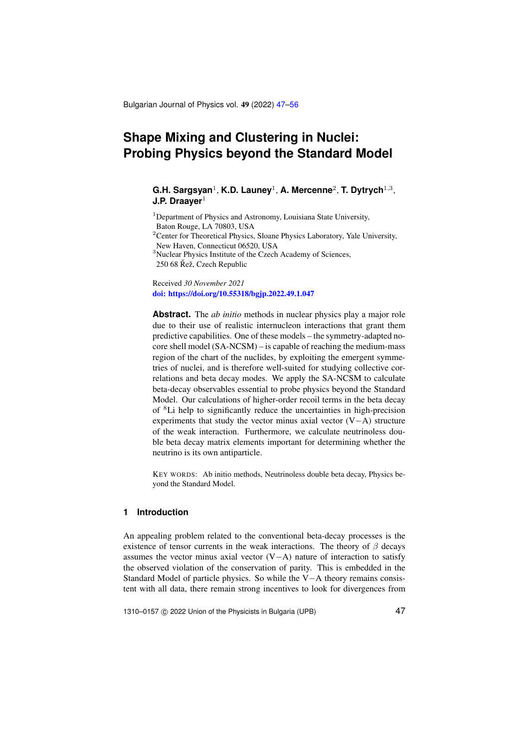# Shape Mixing and Clustering in Nuclei: Probing Physics beyond the Standard Model

**G.H. Sargsyan**[1], **K.D. Launey**[1], **A. Mercenne**[2], **T. Dytrych**[1,3], **J.P. Draayer**[1]

[1]Department of Physics and Astronomy, Louisiana State University, Baton Rouge, LA 70803, USA

[2]Center for Theoretical Physics, Sloane Physics Laboratory, Yale University, New Haven, Connecticut 06520, USA

[3]Nuclear Physics Institute of the Czech Academy of Sciences, 250 68 Řež, Czech Republic

Received *30 November 2021*

**doi: https://doi.org/10.55318/bgjp.2022.49.1.047**

**Abstract.** The *ab initio* methods in nuclear physics play a major role due to their use of realistic internucleon interactions that grant them predictive capabilities. One of these models – the symmetry-adapted no-core shell model (SA-NCSM) – is capable of reaching the medium-mass region of the chart of the nuclides, by exploiting the emergent symmetries of nuclei, and is therefore well-suited for studying collective correlations and beta decay modes. We apply the SA-NCSM to calculate beta-decay observables essential to probe physics beyond the Standard Model. Our calculations of higher-order recoil terms in the beta decay of $^{8}$Li help to significantly reduce the uncertainties in high-precision experiments that study the vector minus axial vector (V$-$A) structure of the weak interaction. Furthermore, we calculate neutrinoless double beta decay matrix elements important for determining whether the neutrino is its own antiparticle.

KEY WORDS: Ab initio methods, Neutrinoless double beta decay, Physics beyond the Standard Model.

## 1 Introduction

An appealing problem related to the conventional beta-decay processes is the existence of tensor currents in the weak interactions. The theory of $\beta$ decays assumes the vector minus axial vector (V$-$A) nature of interaction to satisfy the observed violation of the conservation of parity. This is embedded in the Standard Model of particle physics. So while the V$-$A theory remains consistent with all data, there remain strong incentives to look for divergences from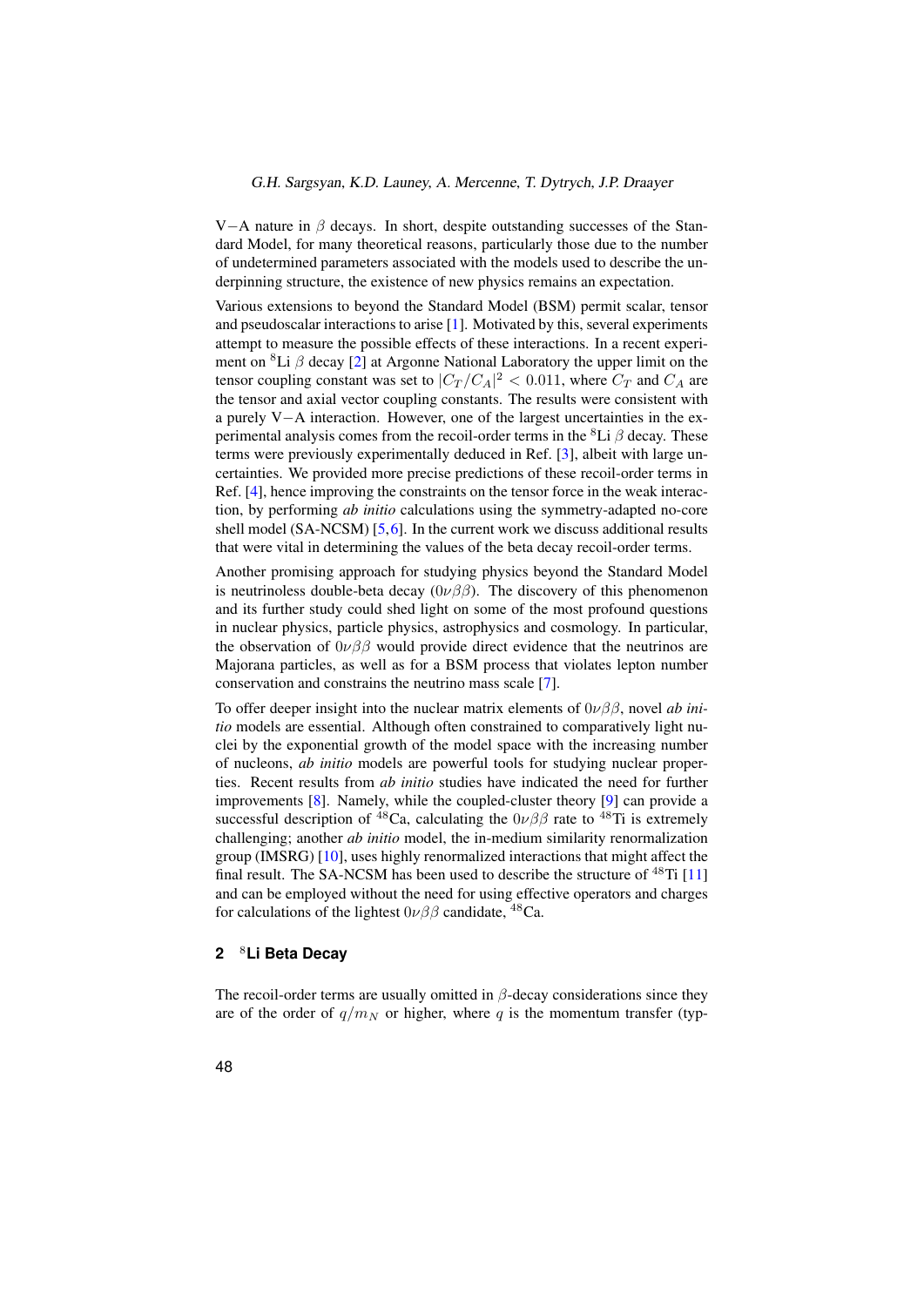V−A nature in $\beta$ decays. In short, despite outstanding successes of the Standard Model, for many theoretical reasons, particularly those due to the number of undetermined parameters associated with the models used to describe the underpinning structure, the existence of new physics remains an expectation.

Various extensions to beyond the Standard Model (BSM) permit scalar, tensor and pseudoscalar interactions to arise [1]. Motivated by this, several experiments attempt to measure the possible effects of these interactions. In a recent experiment on $^{8}$Li $\beta$ decay [2] at Argonne National Laboratory the upper limit on the tensor coupling constant was set to $|C_T/C_A|^2 < 0.011$, where $C_T$ and $C_A$ are the tensor and axial vector coupling constants. The results were consistent with a purely V−A interaction. However, one of the largest uncertainties in the experimental analysis comes from the recoil-order terms in the $^{8}$Li $\beta$ decay. These terms were previously experimentally deduced in Ref. [3], albeit with large uncertainties. We provided more precise predictions of these recoil-order terms in Ref. [4], hence improving the constraints on the tensor force in the weak interaction, by performing *ab initio* calculations using the symmetry-adapted no-core shell model (SA-NCSM) [5,6]. In the current work we discuss additional results that were vital in determining the values of the beta decay recoil-order terms.

Another promising approach for studying physics beyond the Standard Model is neutrinoless double-beta decay ($0\nu\beta\beta$). The discovery of this phenomenon and its further study could shed light on some of the most profound questions in nuclear physics, particle physics, astrophysics and cosmology. In particular, the observation of $0\nu\beta\beta$ would provide direct evidence that the neutrinos are Majorana particles, as well as for a BSM process that violates lepton number conservation and constrains the neutrino mass scale [7].

To offer deeper insight into the nuclear matrix elements of $0\nu\beta\beta$, novel *ab initio* models are essential. Although often constrained to comparatively light nuclei by the exponential growth of the model space with the increasing number of nucleon, *ab initio* models are powerful tools for studying nuclear properties. Recent results from *ab initio* studies have indicated the need for further improvements [8]. Namely, while the coupled-cluster theory [9] can provide a successful description of $^{48}$Ca, calculating the $0\nu\beta\beta$ rate to $^{48}$Ti is extremely challenging; another *ab initio* model, the in-medium similarity renormalization group (IMSRG) [10], uses highly renormalized interactions that might affect the final result. The SA-NCSM has been used to describe the structure of $^{48}$Ti [11] and can be employed without the need for using effective operators and charges for calculations of the lightest $0\nu\beta\beta$ candidate, $^{48}$Ca.

## 2 $^{8}$Li Beta Decay

The recoil-order terms are usually omitted in $\beta$-decay considerations since they are of the order of $q/m_N$ or higher, where $q$ is the momentum transfer (typ-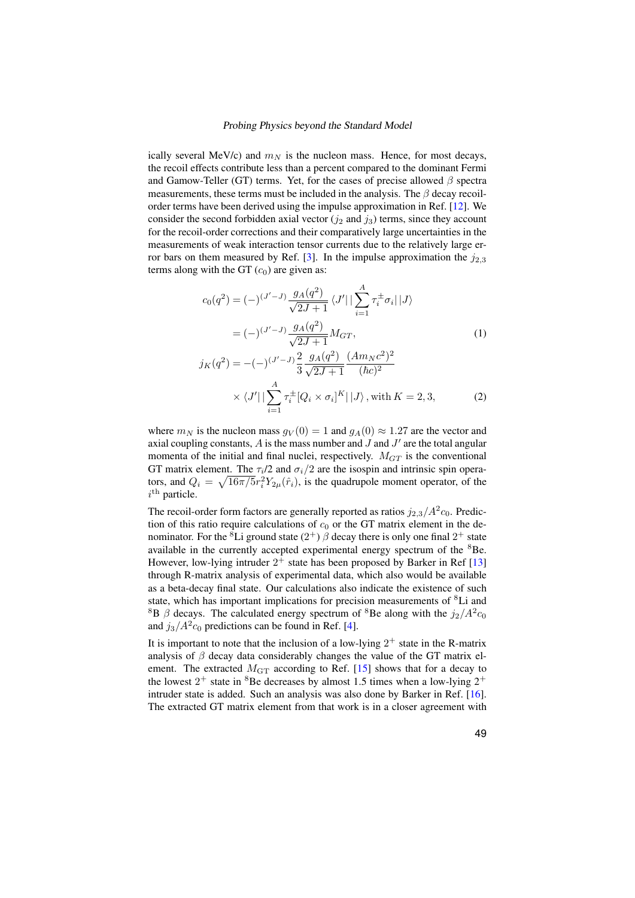ically several MeV/c) and $m_N$ is the nucleon mass. Hence, for most decays, the recoil effects contribute less than a percent compared to the dominant Fermi and Gamow-Teller (GT) terms. Yet, for the cases of precise allowed $\beta$ spectra measurements, these terms must be included in the analysis. The $\beta$ decay recoil-order terms have been derived using the impulse approximation in Ref. [12]. We consider the second forbidden axial vector ($j_2$ and $j_3$) terms, since they account for the recoil-order corrections and their comparatively large uncertainties in the measurements of weak interaction tensor currents due to the relatively large error bars on them measured by Ref. [3]. In the impulse approximation the $j_{2,3}$ terms along with the GT ($c_0$) are given as:

$$
\begin{aligned}
c_0(q^2) &= (-)^{(J'-J)} \frac{g_A(q^2)}{\sqrt{2J+1}} \langle J' | | \sum_{i=1}^{A} \tau_i^{\pm} \sigma_i | | J \rangle \\
&= (-)^{(J'-J)} \frac{g_A(q^2)}{\sqrt{2J+1}} M_{GT},
\end{aligned}
\tag{1}
$$

$$
\begin{aligned}
j_K(q^2) &= -(-)^{(J'-J)} \frac{2}{3} \frac{g_A(q^2)}{\sqrt{2J+1}} \frac{(Am_N c^2)^2}{(\hbar c)^2} \\
&\quad \times \langle J' | | \sum_{i=1}^{A} \tau_i^{\pm} [Q_i \times \sigma_i]^K | | J \rangle \text{, with } K = 2, 3,
\end{aligned}
\tag{2}
$$

where $m_N$ is the nucleon mass $g_V(0) = 1$ and $g_A(0) \approx 1.27$ are the vector and axial coupling constants, $A$ is the mass number and $J$ and $J'$ are the total angular momenta of the initial and final nuclei, respectively. $M_{GT}$ is the conventional GT matrix element. The $\tau_i/2$ and $\sigma_i/2$ are the isospin and intrinsic spin operators, and $Q_i = \sqrt{16\pi/5} r_i^2 Y_{2\mu}(\hat{r}_i)$, is the quadrupole moment operator, of the $i^{\text{th}}$ particle.

The recoil-order form factors are generally reported as ratios $j_{2,3}/A^2 c_0$. Prediction of this ratio require calculations of $c_0$ or the GT matrix element in the denominator. For the $^8$Li ground state ($2^+$) $\beta$ decay there is only one final $2^+$ state available in the currently accepted experimental energy spectrum of the $^8$Be. However, low-lying intruder $2^+$ state has been proposed by Barker in Ref [13] through R-matrix analysis of experimental data, which also would be available as a beta-decay final state. Our calculations also indicate the existence of such state, which has important implications for precision measurements of $^8$Li and $^8$B $\beta$ decays. The calculated energy spectrum of $^8$Be along with the $j_2/A^2 c_0$ and $j_3/A^2 c_0$ predictions can be found in Ref. [4].

It is important to note that the inclusion of a low-lying $2^+$ state in the R-matrix analysis of $\beta$ decay data considerably changes the value of the GT matrix element. The extracted $M_{\text{GT}}$ according to Ref. [15] shows that for a decay to the lowest $2^+$ state in $^8$Be decreases by almost 1.5 times when a low-lying $2^+$ intruder state is added. Such an analysis was also done by Barker in Ref. [16]. The extracted GT matrix element from that work is in a closer agreement with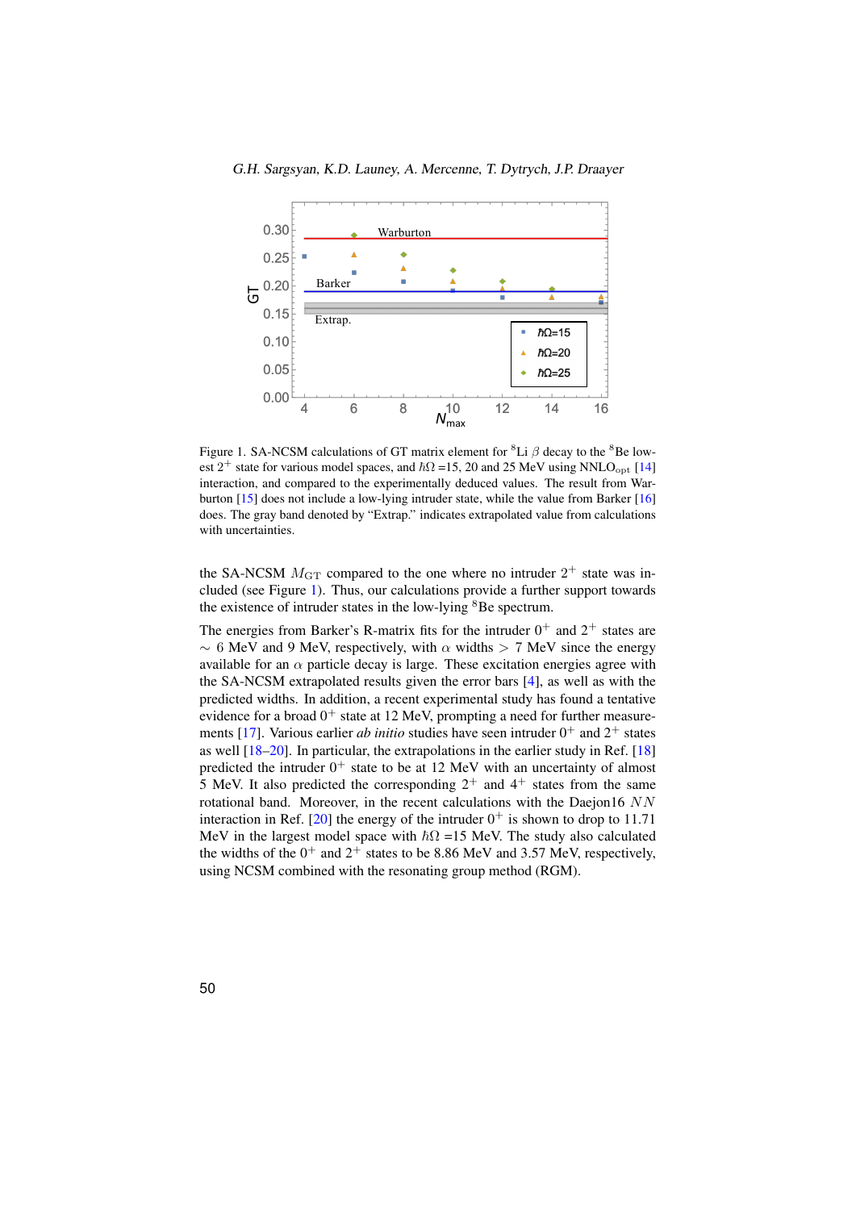Figure 1. SA-NCSM calculations of GT matrix element for $^8$Li $\beta$ decay to the $^8$Be lowest $2^+$ state for various model spaces, and $\hbar\Omega$ =15, 20 and 25 MeV using NNLO$_{\rm opt}$ [14] interaction, and compared to the experimentally deduced values. The result from Warburton [15] does not include a low-lying intruder state, while the value from Barker [16] does. The gray band denoted by "Extrap." indicates extrapolated value from calculations with uncertainties.

the SA-NCSM $M_{\rm GT}$ compared to the one where no intruder $2^+$ state was included (see Figure 1). Thus, our calculations provide a further support towards the existence of intruder states in the low-lying $^8$Be spectrum.

The energies from Barker's R-matrix fits for the intruder $0^+$ and $2^+$ states are $\sim$ 6 MeV and 9 MeV, respectively, with $\alpha$ widths $>$ 7 MeV since the energy available for an $\alpha$ particle decay is large. These excitation energies agree with the SA-NCSM extrapolated results given the error bars [4], as well as with the predicted widths. In addition, a recent experimental study has found a tentative evidence for a broad $0^+$ state at 12 MeV, prompting a need for further measurements [17]. Various earlier *ab initio* studies have seen intruder $0^+$ and $2^+$ states as well [18–20]. In particular, the extrapolations in the earlier study in Ref. [18] predicted the intruder $0^+$ state to be at 12 MeV with an uncertainty of almost 5 MeV. It also predicted the corresponding $2^+$ and $4^+$ states from the same rotational band. Moreover, in the recent calculations with the Daejon16 $NN$ interaction in Ref. [20] the energy of the intruder $0^+$ is shown to drop to 11.71 MeV in the largest model space with $\hbar\Omega$ =15 MeV. The study also calculated the widths of the $0^+$ and $2^+$ states to be 8.86 MeV and 3.57 MeV, respectively, using NCSM combined with the resonating group method (RGM).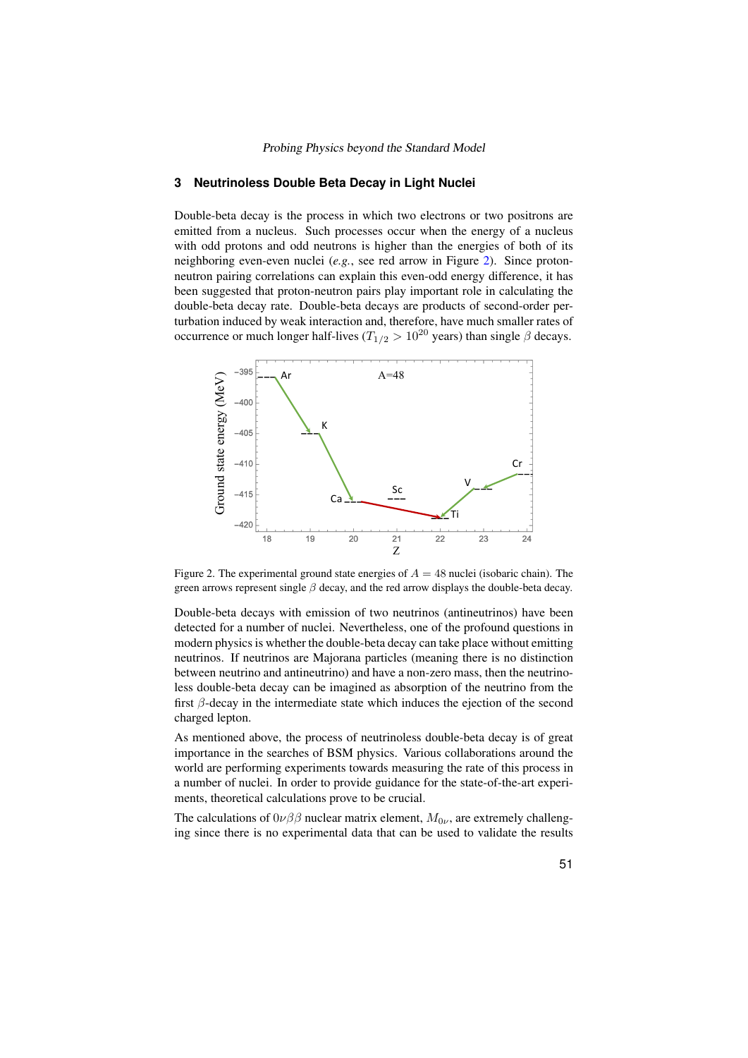## 3 Neutrinoless Double Beta Decay in Light Nuclei

Double-beta decay is the process in which two electrons or two positrons are emitted from a nucleus. Such processes occur when the energy of a nucleus with odd protons and odd neutrons is higher than the energies of both of its neighboring even-even nuclei (*e.g.*, see red arrow in Figure 2). Since proton-neutron pairing correlations can explain this even-odd energy difference, it has been suggested that proton-neutron pairs play important role in calculating the double-beta decay rate. Double-beta decays are products of second-order perturbation induced by weak interaction and, therefore, have much smaller rates of occurrence or much longer half-lives ($T_{1/2} > 10^{20}$ years) than single $\beta$ decays.

Figure 2. The experimental ground state energies of $A = 48$ nuclei (isobaric chain). The green arrows represent single $\beta$ decay, and the red arrow displays the double-beta decay.

Double-beta decays with emission of two neutrinos (antineutrinos) have been detected for a number of nuclei. Nevertheless, one of the profound questions in modern physics is whether the double-beta decay can take place without emitting neutrinos. If neutrinos are Majorana particles (meaning there is no distinction between neutrino and antineutrino) and have a non-zero mass, then the neutrinoless double-beta decay can be imagined as absorption of the neutrino from the first $\beta$-decay in the intermediate state which induces the ejection of the second charged lepton.

As mentioned above, the process of neutrinoless double-beta decay is of great importance in the searches of BSM physics. Various collaborations around the world are performing experiments towards measuring the rate of this process in a number of nuclei. In order to provide guidance for the state-of-the-art experiments, theoretical calculations prove to be crucial.

The calculations of $0\nu\beta\beta$ nuclear matrix element, $M_{0\nu}$, are extremely challenging since there is no experimental data that can be used to validate the results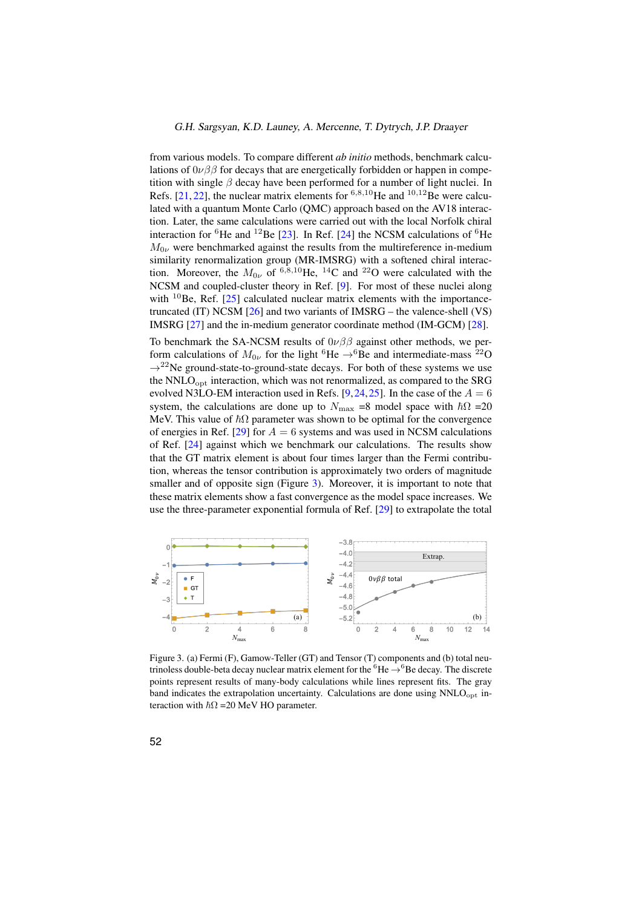from various models. To compare different *ab initio* methods, benchmark calculations of $0\nu\beta\beta$ for decays that are energetically forbidden or happen in competition with single $\beta$ decay have been performed for a number of light nuclei. In Refs. [21, 22], the nuclear matrix elements for $^{6,8,10}$He and $^{10,12}$Be were calculated with a quantum Monte Carlo (QMC) approach based on the AV18 interaction. Later, the same calculations were carried out with the local Norfolk chiral interaction for $^{6}$He and $^{12}$Be [23]. In Ref. [24] the NCSM calculations of $^{6}$He $M_{0\nu}$ were benchmarked against the results from the multireference in-medium similarity renormalization group (MR-IMSRG) with a softened chiral interaction. Moreover, the $M_{0\nu}$ of $^{6,8,10}$He, $^{14}$C and $^{22}$O were calculated with the NCSM and coupled-cluster theory in Ref. [9]. For most of these nuclei along with $^{10}$Be, Ref. [25] calculated nuclear matrix elements with the importance-truncated (IT) NCSM [26] and two variants of IMSRG – the valence-shell (VS) IMSRG [27] and the in-medium generator coordinate method (IM-GCM) [28].

To benchmark the SA-NCSM results of $0\nu\beta\beta$ against other methods, we perform calculations of $M_{0\nu}$ for the light $^{6}$He $\rightarrow ^{6}$Be and intermediate-mass $^{22}$O $\rightarrow ^{22}$Ne ground-state-to-ground-state decays. For both of these systems we use the NNLO$_{\rm opt}$ interaction, which was not renormalized, as compared to the SRG evolved N3LO-EM interaction used in Refs. [9, 24, 25]. In the case of the $A = 6$ system, the calculations are done up to $N_{\rm max}$ =8 model space with $\hbar\Omega$ =20 MeV. This value of $\hbar\Omega$ parameter was shown to be optimal for the convergence of energies in Ref. [29] for $A = 6$ systems and was used in NCSM calculations of Ref. [24] against which we benchmark our calculations. The results show that the GT matrix element is about four times larger than the Fermi contribution, whereas the tensor contribution is approximately two orders of magnitude smaller and of opposite sign (Figure 3). Moreover, it is important to note that these matrix elements show a fast convergence as the model space increases. We use the three-parameter exponential formula of Ref. [29] to extrapolate the total

Figure 3. (a) Fermi (F), Gamow-Teller (GT) and Tensor (T) components and (b) total neutrinoless double-beta decay nuclear matrix element for the $^{6}$He $\rightarrow ^{6}$Be decay. The discrete points represent results of many-body calculations while lines represent fits. The gray band indicates the extrapolation uncertainty. Calculations are done using NNLO$_{\rm opt}$ interaction with $\hbar\Omega$ =20 MeV HO parameter.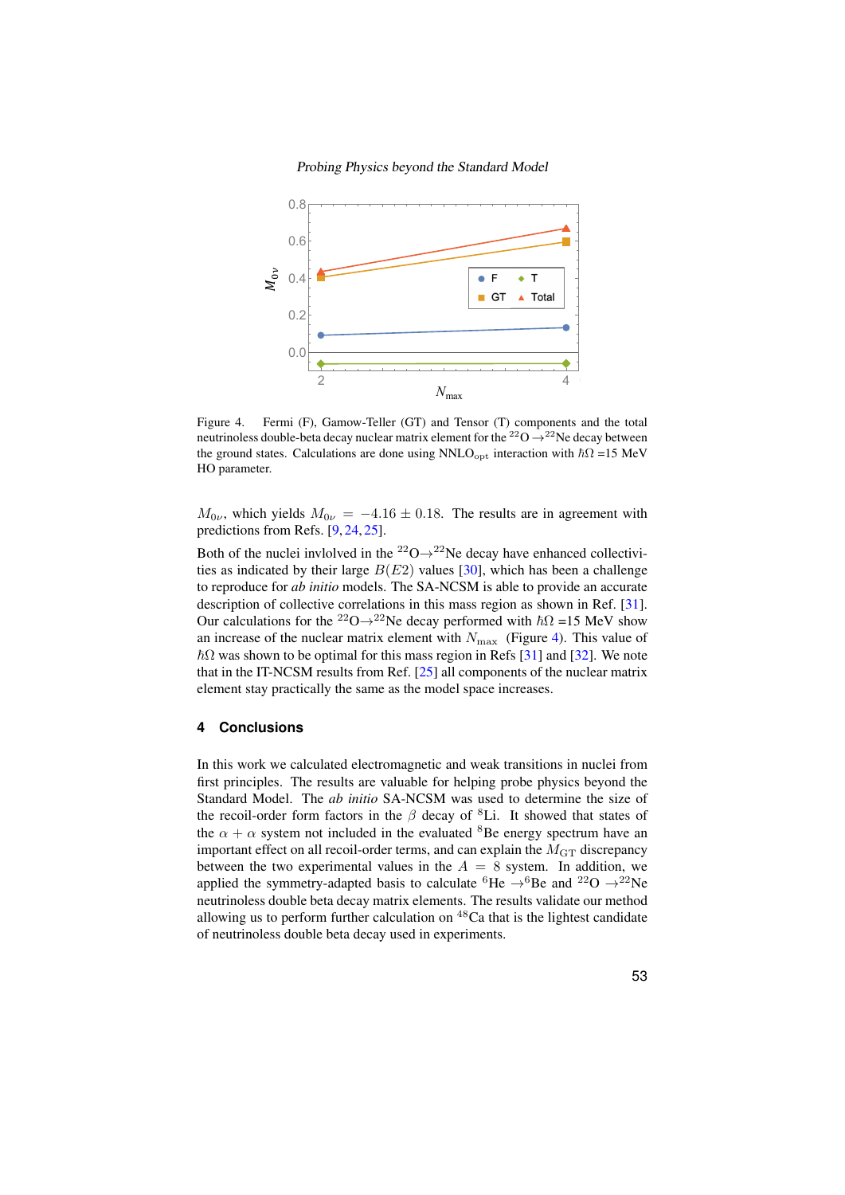Figure 4. Fermi (F), Gamow-Teller (GT) and Tensor (T) components and the total neutrinoless double-beta decay nuclear matrix element for the $^{22}$O $\to$ $^{22}$Ne decay between the ground states. Calculations are done using NNLO$_{\rm opt}$ interaction with $\hbar\Omega$ =15 MeV HO parameter.

$M_{0\nu}$, which yields $M_{0\nu} = -4.16 \pm 0.18$. The results are in agreement with predictions from Refs. [9, 24, 25].

Both of the nuclei invlolved in the $^{22}$O$\to$$^{22}$Ne decay have enhanced collectivities as indicated by their large $B(E2)$ values [30], which has been a challenge to reproduce for *ab initio* models. The SA-NCSM is able to provide an accurate description of collective correlations in this mass region as shown in Ref. [31]. Our calculations for the $^{22}$O$\to$$^{22}$Ne decay performed with $\hbar\Omega$ =15 MeV show an increase of the nuclear matrix element with $N_{\rm max}$ (Figure 4). This value of $\hbar\Omega$ was shown to be optimal for this mass region in Refs [31] and [32]. We note that in the IT-NCSM results from Ref. [25] all components of the nuclear matrix element stay practically the same as the model space increases.

## 4 Conclusions

In this work we calculated electromagnetic and weak transitions in nuclei from first principles. The results are valuable for helping probe physics beyond the Standard Model. The *ab initio* SA-NCSM was used to determine the size of the recoil-order form factors in the $\beta$ decay of $^8$Li. It showed that states of the $\alpha + \alpha$ system not included in the evaluated $^8$Be energy spectrum have an important effect on all recoil-order terms, and can explain the $M_{\rm GT}$ discrepancy between the two experimental values in the $A = 8$ system. In addition, we applied the symmetry-adapted basis to calculate $^6$He $\to$$^6$Be and $^{22}$O $\to$$^{22}$Ne neutrinoless double beta decay matrix elements. The results validate our method allowing us to perform further calculation on $^{48}$Ca that is the lightest candidate of neutrinoless double beta decay used in experiments.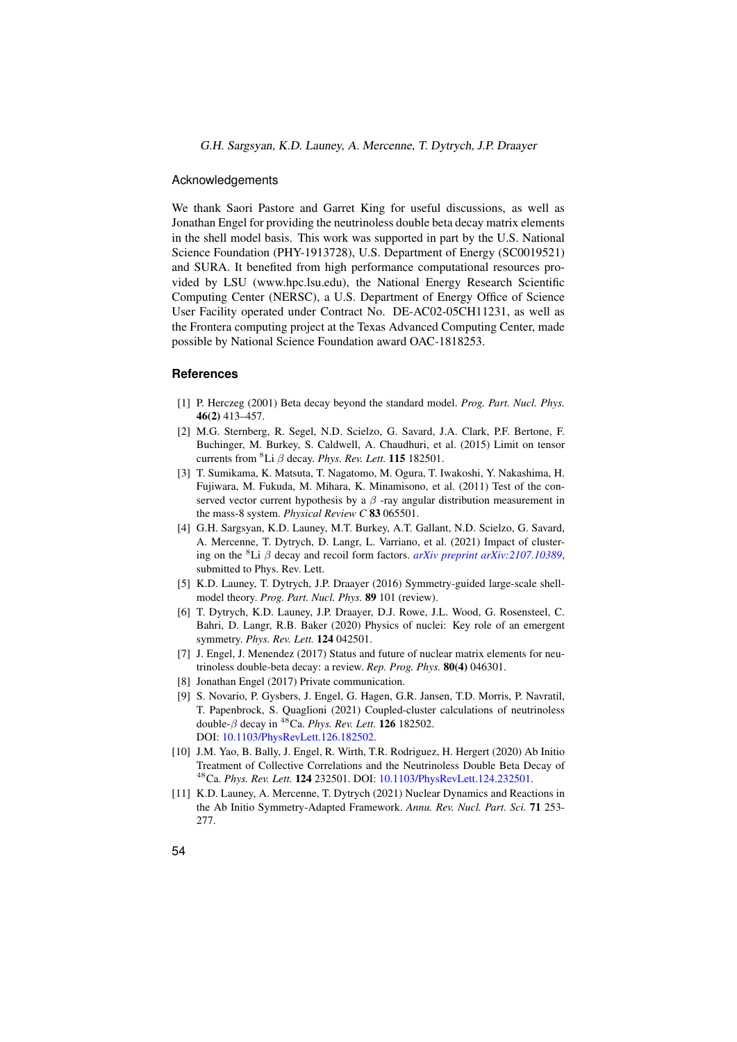## Acknowledgements

We thank Saori Pastore and Garret King for useful discussions, as well as Jonathan Engel for providing the neutrinoless double beta decay matrix elements in the shell model basis. This work was supported in part by the U.S. National Science Foundation (PHY-1913728), U.S. Department of Energy (SC0019521) and SURA. It benefited from high performance computational resources provided by LSU (www.hpc.lsu.edu), the National Energy Research Scientific Computing Center (NERSC), a U.S. Department of Energy Office of Science User Facility operated under Contract No. DE-AC02-05CH11231, as well as the Frontera computing project at the Texas Advanced Computing Center, made possible by National Science Foundation award OAC-1818253.

## References

[1] P. Herczeg (2001) Beta decay beyond the standard model. *Prog. Part. Nucl. Phys.* **46(2)** 413–457.

[2] M.G. Sternberg, R. Segel, N.D. Scielzo, G. Savard, J.A. Clark, P.F. Bertone, F. Buchinger, M. Burkey, S. Caldwell, A. Chaudhuri, et al. (2015) Limit on tensor currents from $^8$Li $\beta$ decay. *Phys. Rev. Lett.* **115** 182501.

[3] T. Sumikama, K. Matsuta, T. Nagatomo, M. Ogura, T. Iwakoshi, Y. Nakashima, H. Fujiwara, M. Fukuda, M. Mihara, K. Minamisono, et al. (2011) Test of the conserved vector current hypothesis by a $\beta$ -ray angular distribution measurement in the mass-8 system. *Physical Review C* **83** 065501.

[4] G.H. Sargsyan, K.D. Launey, M.T. Burkey, A.T. Gallant, N.D. Scielzo, G. Savard, A. Mercenne, T. Dytrych, D. Langr, L. Varriano, et al. (2021) Impact of clustering on the $^8$Li $\beta$ decay and recoil form factors. *arXiv preprint arXiv:2107.10389*, submitted to Phys. Rev. Lett.

[5] K.D. Launey, T. Dytrych, J.P. Draayer (2016) Symmetry-guided large-scale shell-model theory. *Prog. Part. Nucl. Phys.* **89** 101 (review).

[6] T. Dytrych, K.D. Launey, J.P. Draayer, D.J. Rowe, J.L. Wood, G. Rosensteel, C. Bahri, D. Langr, R.B. Baker (2020) Physics of nuclei: Key role of an emergent symmetry. *Phys. Rev. Lett.* **124** 042501.

[7] J. Engel, J. Menendez (2017) Status and future of nuclear matrix elements for neutrinoless double-beta decay: a review. *Rep. Prog. Phys.* **80(4)** 046301.

[8] Jonathan Engel (2017) Private communication.

[9] S. Novario, P. Gysbers, J. Engel, G. Hagen, G.R. Jansen, T.D. Morris, P. Navratil, T. Papenbrock, S. Quaglioni (2021) Coupled-cluster calculations of neutrinoless double-$\beta$ decay in $^{48}$Ca. *Phys. Rev. Lett.* **126** 182502. DOI: 10.1103/PhysRevLett.126.182502.

[10] J.M. Yao, B. Bally, J. Engel, R. Wirth, T.R. Rodriguez, H. Hergert (2020) Ab Initio Treatment of Collective Correlations and the Neutrinoless Double Beta Decay of $^{48}$Ca. *Phys. Rev. Lett.* **124** 232501. DOI: 10.1103/PhysRevLett.124.232501.

[11] K.D. Launey, A. Mercenne, T. Dytrych (2021) Nuclear Dynamics and Reactions in the Ab Initio Symmetry-Adapted Framework. *Annu. Rev. Nucl. Part. Sci.* **71** 253-277.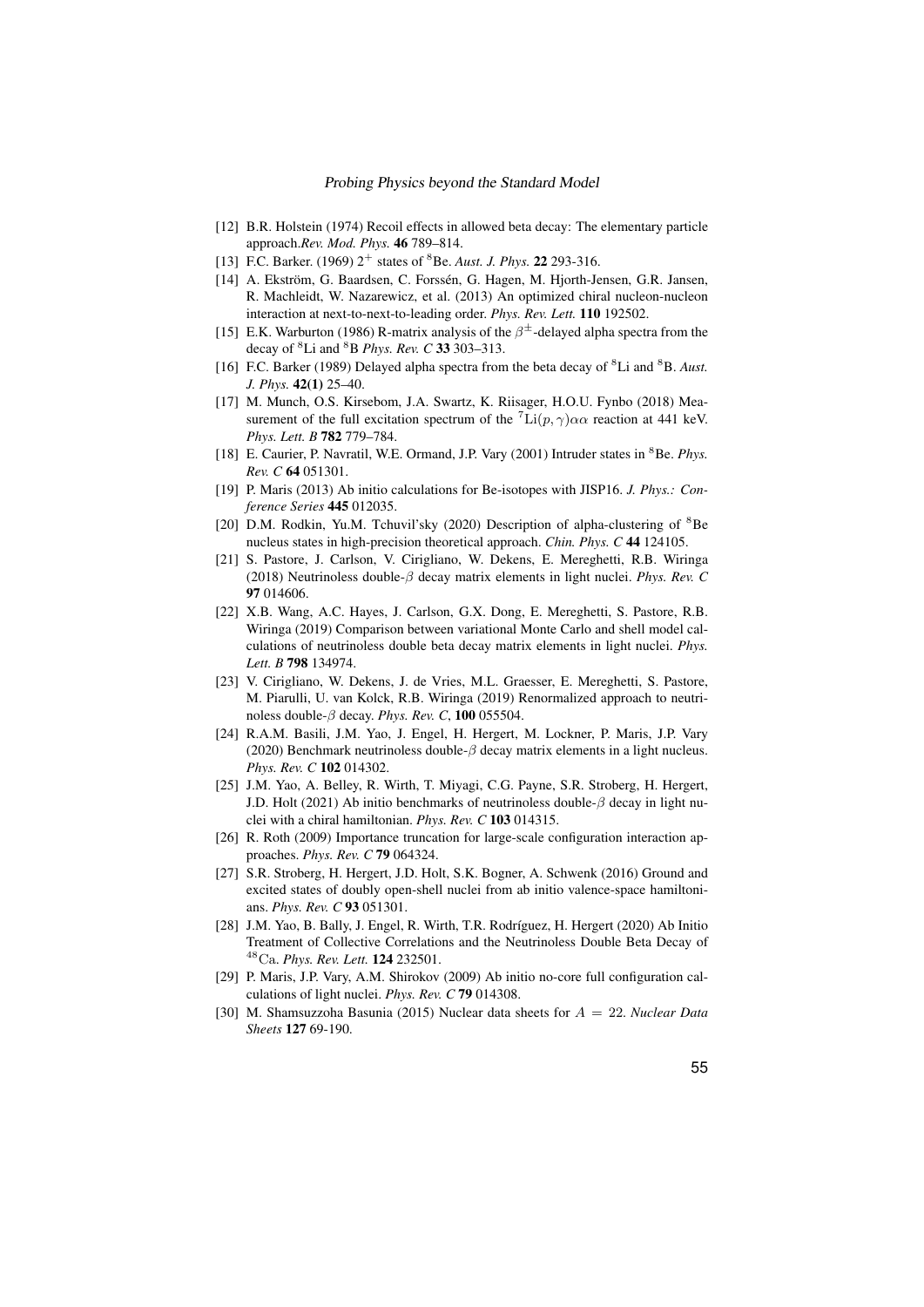[12] B.R. Holstein (1974) Recoil effects in allowed beta decay: The elementary particle approach.*Rev. Mod. Phys.* **46** 789–814.

[13] F.C. Barker. (1969) $2^+$ states of $^8$Be. *Aust. J. Phys.* **22** 293-316.

[14] A. Ekström, G. Baardsen, C. Forssén, G. Hagen, M. Hjorth-Jensen, G.R. Jansen, R. Machleidt, W. Nazarewicz, et al. (2013) An optimized chiral nucleon-nucleon interaction at next-to-next-to-leading order. *Phys. Rev. Lett.* **110** 192502.

[15] E.K. Warburton (1986) R-matrix analysis of the $\beta^{\pm}$-delayed alpha spectra from the decay of $^8$Li and $^8$B *Phys. Rev. C* **33** 303–313.

[16] F.C. Barker (1989) Delayed alpha spectra from the beta decay of $^8$Li and $^8$B. *Aust. J. Phys.* **42(1)** 25–40.

[17] M. Munch, O.S. Kirsebom, J.A. Swartz, K. Riisager, H.O.U. Fynbo (2018) Measurement of the full excitation spectrum of the $^7$Li$(p, \gamma)\alpha\alpha$ reaction at 441 keV. *Phys. Lett. B* **782** 779–784.

[18] E. Caurier, P. Navratil, W.E. Ormand, J.P. Vary (2001) Intruder states in $^8$Be. *Phys. Rev. C* **64** 051301.

[19] P. Maris (2013) Ab initio calculations for Be-isotopes with JISP16. *J. Phys.: Conference Series* **445** 012035.

[20] D.M. Rodkin, Yu.M. Tchuvil'sky (2020) Description of alpha-clustering of $^8$Be nucleus states in high-precision theoretical approach. *Chin. Phys. C* **44** 124105.

[21] S. Pastore, J. Carlson, V. Cirigliano, W. Dekens, E. Mereghetti, R.B. Wiringa (2018) Neutrinoless double-$\beta$ decay matrix elements in light nuclei. *Phys. Rev. C* **97** 014606.

[22] X.B. Wang, A.C. Hayes, J. Carlson, G.X. Dong, E. Mereghetti, S. Pastore, R.B. Wiringa (2019) Comparison between variational Monte Carlo and shell model calculations of neutrinoless double beta decay matrix elements in light nuclei. *Phys. Lett. B* **798** 134974.

[23] V. Cirigliano, W. Dekens, J. de Vries, M.L. Graesser, E. Mereghetti, S. Pastore, M. Piarulli, U. van Kolck, R.B. Wiringa (2019) Renormalized approach to neutrinoless double-$\beta$ decay. *Phys. Rev. C*, **100** 055504.

[24] R.A.M. Basili, J.M. Yao, J. Engel, H. Hergert, M. Lockner, P. Maris, J.P. Vary (2020) Benchmark neutrinoless double-$\beta$ decay matrix elements in a light nucleus. *Phys. Rev. C* **102** 014302.

[25] J.M. Yao, A. Belley, R. Wirth, T. Miyagi, C.G. Payne, S.R. Stroberg, H. Hergert, J.D. Holt (2021) Ab initio benchmarks of neutrinoless double-$\beta$ decay in light nuclei with a chiral hamiltonian. *Phys. Rev. C* **103** 014315.

[26] R. Roth (2009) Importance truncation for large-scale configuration interaction approaches. *Phys. Rev. C* **79** 064324.

[27] S.R. Stroberg, H. Hergert, J.D. Holt, S.K. Bogner, A. Schwenk (2016) Ground and excited states of doubly open-shell nuclei from ab initio valence-space hamiltonians. *Phys. Rev. C* **93** 051301.

[28] J.M. Yao, B. Bally, J. Engel, R. Wirth, T.R. Rodríguez, H. Hergert (2020) Ab Initio Treatment of Collective Correlations and the Neutrinoless Double Beta Decay of $^{48}$Ca. *Phys. Rev. Lett.* **124** 232501.

[29] P. Maris, J.P. Vary, A.M. Shirokov (2009) Ab initio no-core full configuration calculations of light nuclei. *Phys. Rev. C* **79** 014308.

[30] M. Shamsuzzoha Basunia (2015) Nuclear data sheets for $A = 22$. *Nuclear Data Sheets* **127** 69-190.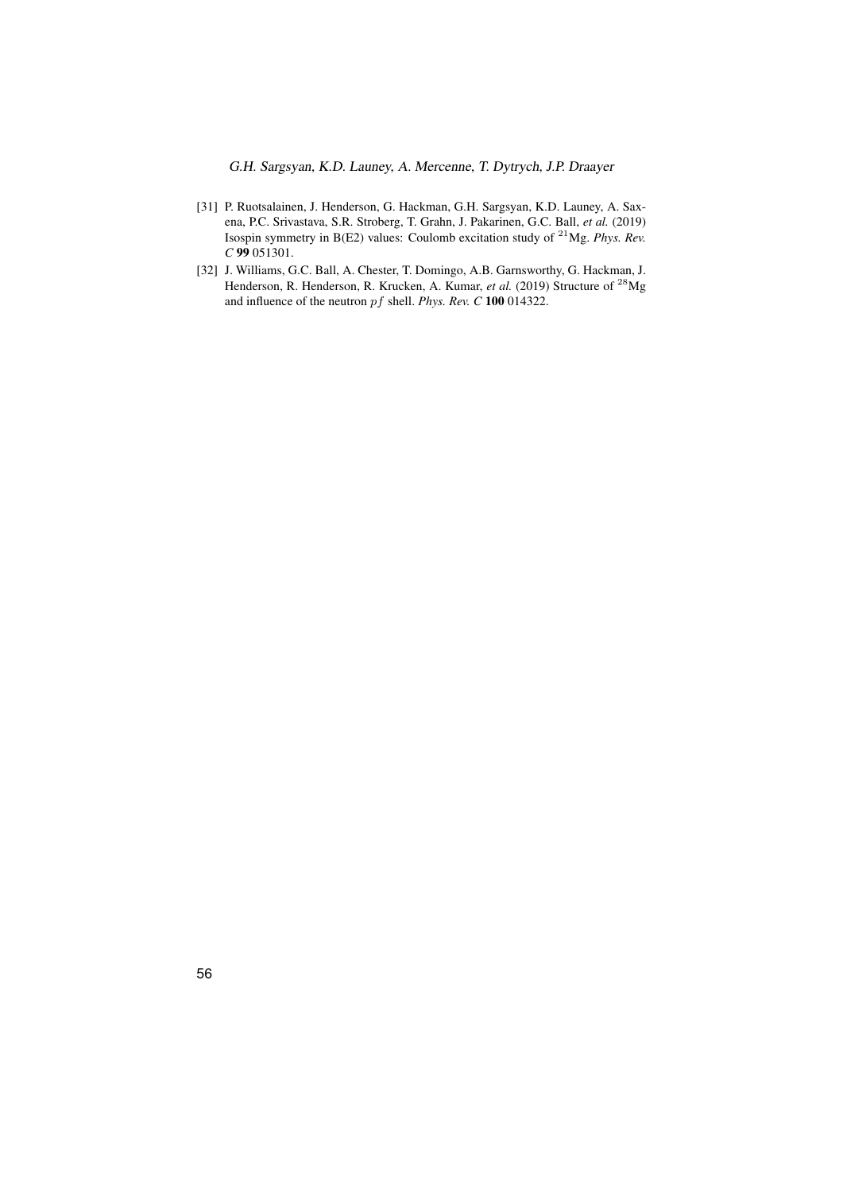[31] P. Ruotsalainen, J. Henderson, G. Hackman, G.H. Sargsyan, K.D. Launey, A. Saxena, P.C. Srivastava, S.R. Stroberg, T. Grahn, J. Pakarinen, G.C. Ball, *et al.* (2019) Isospin symmetry in B(E2) values: Coulomb excitation study of $^{21}$Mg. *Phys. Rev. C* **99** 051301.

[32] J. Williams, G.C. Ball, A. Chester, T. Domingo, A.B. Garnsworthy, G. Hackman, J. Henderson, R. Henderson, R. Krucken, A. Kumar, *et al.* (2019) Structure of $^{28}$Mg and influence of the neutron $pf$ shell. *Phys. Rev. C* **100** 014322.